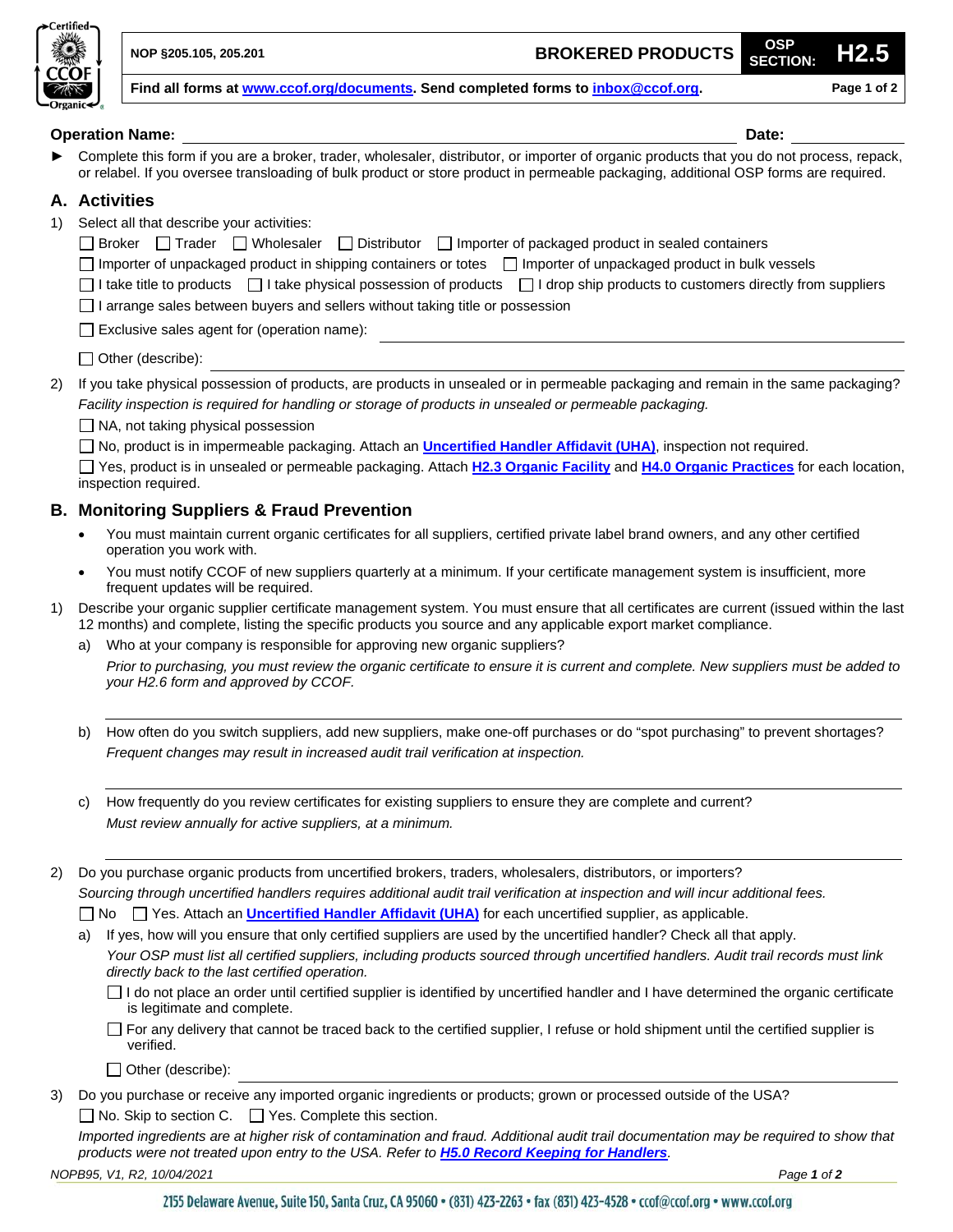NOP §205.105, 205.201 **BROKERED PRODUCTS** OSP SECTION: **H2.5**

**Find all forms at www.ccof.org/documents. Send completed forms to inbox@ccof.org.**

**Operation Name:** ______________________ **Date:** __________

► Complete this form if you are a broker, trader, wholesaler, distributor, or importer of organic products that you do not process, repack, or relabel. If you oversee transloading of bulk product or store product in permeable packaging, additional OSP forms are required.

## A. Activities

1) Select all that describe your activities:

☐ Broker ☐ Trader ☐ Wholesaler ☐ Distributor ☐ Importer of packaged product in sealed containers

☐ Importer of unpackaged product in shipping containers or totes ☐ Importer of unpackaged product in bulk vessels

☐ I take title to products ☐ I take physical possession of products ☐ I drop ship products to customers directly from suppliers

☐ I arrange sales between buyers and sellers without taking title or possession

☐ Exclusive sales agent for (operation name): ______________________

☐ Other (describe): ______________________

2) If you take physical possession of products, are products in unsealed or in permeable packaging and remain in the same packaging?
*Facility inspection is required for handling or storage of products in unsealed or permeable packaging.*

☐ NA, not taking physical possession

☐ No, product is in impermeable packaging. Attach an **Uncertified Handler Affidavit (UHA)**, inspection not required.

☐ Yes, product is in unsealed or permeable packaging. Attach **H2.3 Organic Facility** and **H4.0 Organic Practices** for each location, inspection required.

## B. Monitoring Suppliers & Fraud Prevention

- You must maintain current organic certificates for all suppliers, certified private label brand owners, and any other certified operation you work with.
- You must notify CCOF of new suppliers quarterly at a minimum. If your certificate management system is insufficient, more frequent updates will be required.

1) Describe your organic supplier certificate management system. You must ensure that all certificates are current (issued within the last 12 months) and complete, listing the specific products you source and any applicable export market compliance.

   a) Who at your company is responsible for approving new organic suppliers?
   *Prior to purchasing, you must review the organic certificate to ensure it is current and complete. New suppliers must be added to your H2.6 form and approved by CCOF.*

   ______________________

   b) How often do you switch suppliers, add new suppliers, make one-off purchases or do "spot purchasing" to prevent shortages?
   *Frequent changes may result in increased audit trail verification at inspection.*

   ______________________

   c) How frequently do you review certificates for existing suppliers to ensure they are complete and current?
   *Must review annually for active suppliers, at a minimum.*

   ______________________

2) Do you purchase organic products from uncertified brokers, traders, wholesalers, distributors, or importers?
*Sourcing through uncertified handlers requires additional audit trail verification at inspection and will incur additional fees.*

☐ No ☐ Yes. Attach an **Uncertified Handler Affidavit (UHA)** for each uncertified supplier, as applicable.

   a) If yes, how will you ensure that only certified suppliers are used by the uncertified handler? Check all that apply.
   *Your OSP must list all certified suppliers, including products sourced through uncertified handlers. Audit trail records must link directly back to the last certified operation.*

   ☐ I do not place an order until certified supplier is identified by uncertified handler and I have determined the organic certificate is legitimate and complete.

   ☐ For any delivery that cannot be traced back to the certified supplier, I refuse or hold shipment until the certified supplier is verified.

   ☐ Other (describe): ______________________

3) Do you purchase or receive any imported organic ingredients or products; grown or processed outside of the USA?

☐ No. Skip to section C. ☐ Yes. Complete this section.

*Imported ingredients are at higher risk of contamination and fraud. Additional audit trail documentation may be required to show that products were not treated upon entry to the USA. Refer to **H5.0 Record Keeping for Handlers**.*

NOPB95, V1, R2, 10/04/2021

2155 Delaware Avenue, Suite 150, Santa Cruz, CA 95060 • (831) 423-2263 • fax (831) 423-4528 • ccof@ccof.org • www.ccof.org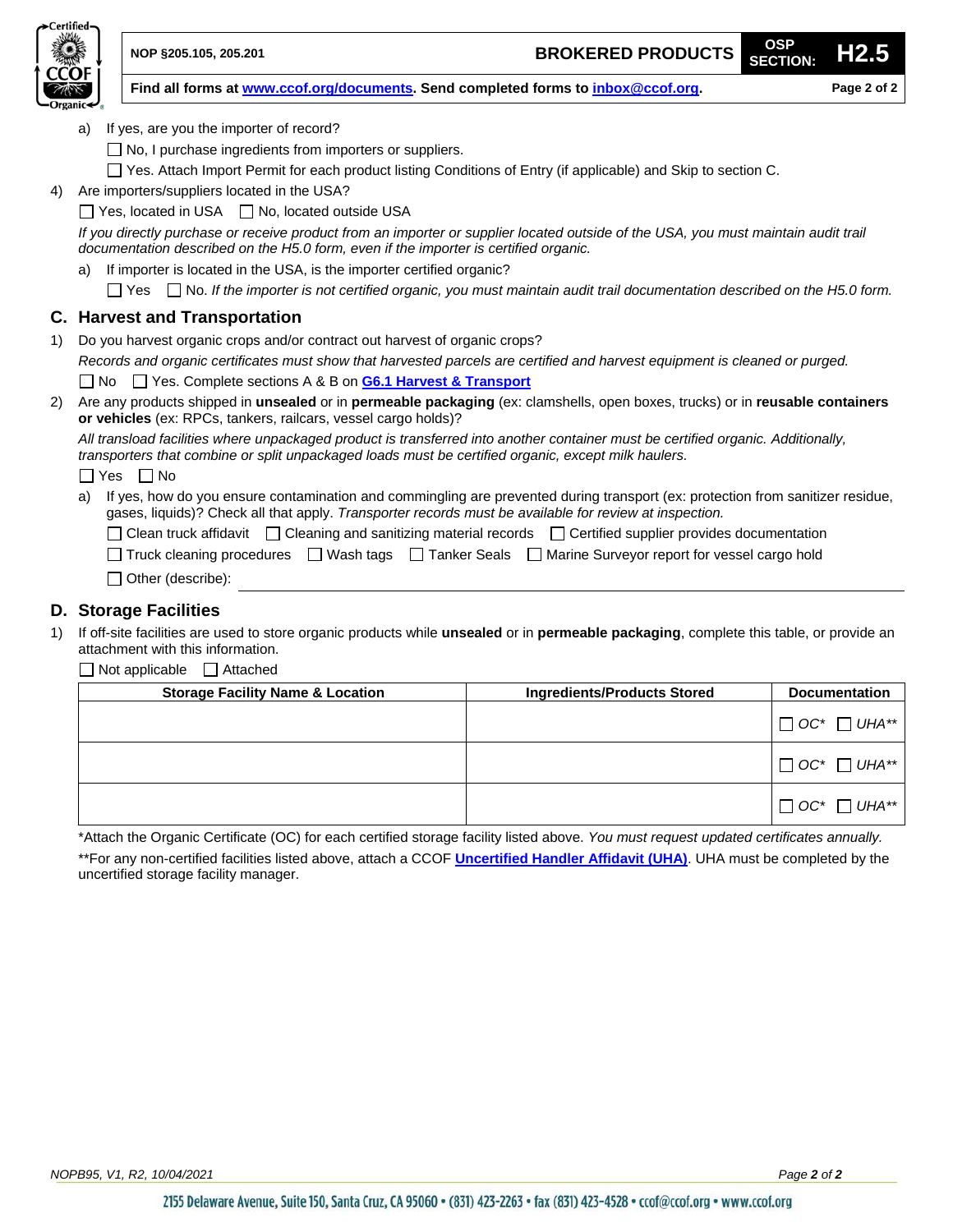a) If yes, are you the importer of record?

☐ No, I purchase ingredients from importers or suppliers.

☐ Yes. Attach Import Permit for each product listing Conditions of Entry (if applicable) and Skip to section C.

4) Are importers/suppliers located in the USA?

☐ Yes, located in USA ☐ No, located outside USA

*If you directly purchase or receive product from an importer or supplier located outside of the USA, you must maintain audit trail documentation described on the H5.0 form, even if the importer is certified organic.*

a) If importer is located in the USA, is the importer certified organic?

☐ Yes ☐ No. *If the importer is not certified organic, you must maintain audit trail documentation described on the H5.0 form.*

## C. Harvest and Transportation

1) Do you harvest organic crops and/or contract out harvest of organic crops?

*Records and organic certificates must show that harvested parcels are certified and harvest equipment is cleaned or purged.*

☐ No ☐ Yes. Complete sections A & B on **G6.1 Harvest & Transport**

2) Are any products shipped in **unsealed** or in **permeable packaging** (ex: clamshells, open boxes, trucks) or in **reusable containers or vehicles** (ex: RPCs, tankers, railcars, vessel cargo holds)?

*All transload facilities where unpackaged product is transferred into another container must be certified organic. Additionally, transporters that combine or split unpackaged loads must be certified organic, except milk haulers.*

☐ Yes ☐ No

a) If yes, how do you ensure contamination and commingling are prevented during transport (ex: protection from sanitizer residue, gases, liquids)? Check all that apply. *Transporter records must be available for review at inspection.*

☐ Clean truck affidavit ☐ Cleaning and sanitizing material records ☐ Certified supplier provides documentation

☐ Truck cleaning procedures ☐ Wash tags ☐ Tanker Seals ☐ Marine Surveyor report for vessel cargo hold

☐ Other (describe): ______________________

## D. Storage Facilities

1) If off-site facilities are used to store organic products while **unsealed** or in **permeable packaging**, complete this table, or provide an attachment with this information.

☐ Not applicable ☐ Attached

| Storage Facility Name & Location | Ingredients/Products Stored | Documentation |
|---|---|---|
| | | ☐ *OC** ☐ *UHA*** |
| | | ☐ *OC** ☐ *UHA*** |
| | | ☐ *OC** ☐ *UHA*** |

*Attach the Organic Certificate (OC) for each certified storage facility listed above. *You must request updated certificates annually.*

**For any non-certified facilities listed above, attach a CCOF **Uncertified Handler Affidavit (UHA)**. UHA must be completed by the uncertified storage facility manager.